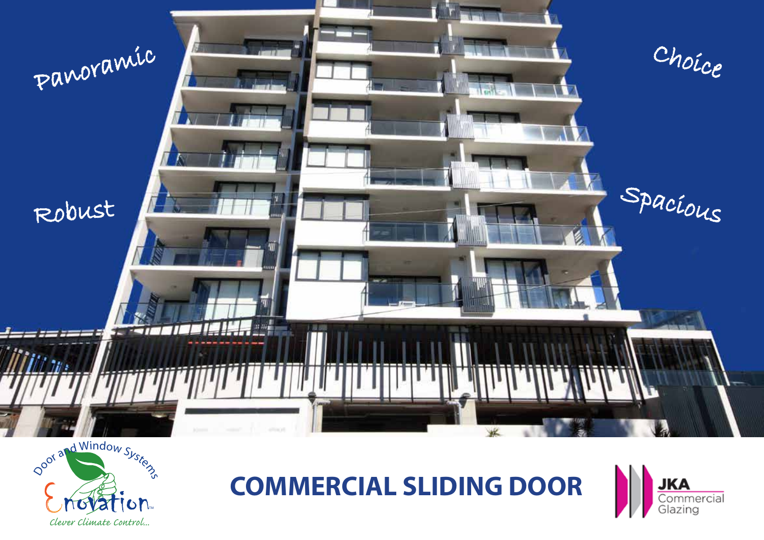Panoramic

Choice

Robust

Spacious

Door and Window Systems

Enovation™

*Clever Climate Control...*

# COMMERCIAL SLIDING DOOR

JKA Commercial Glazing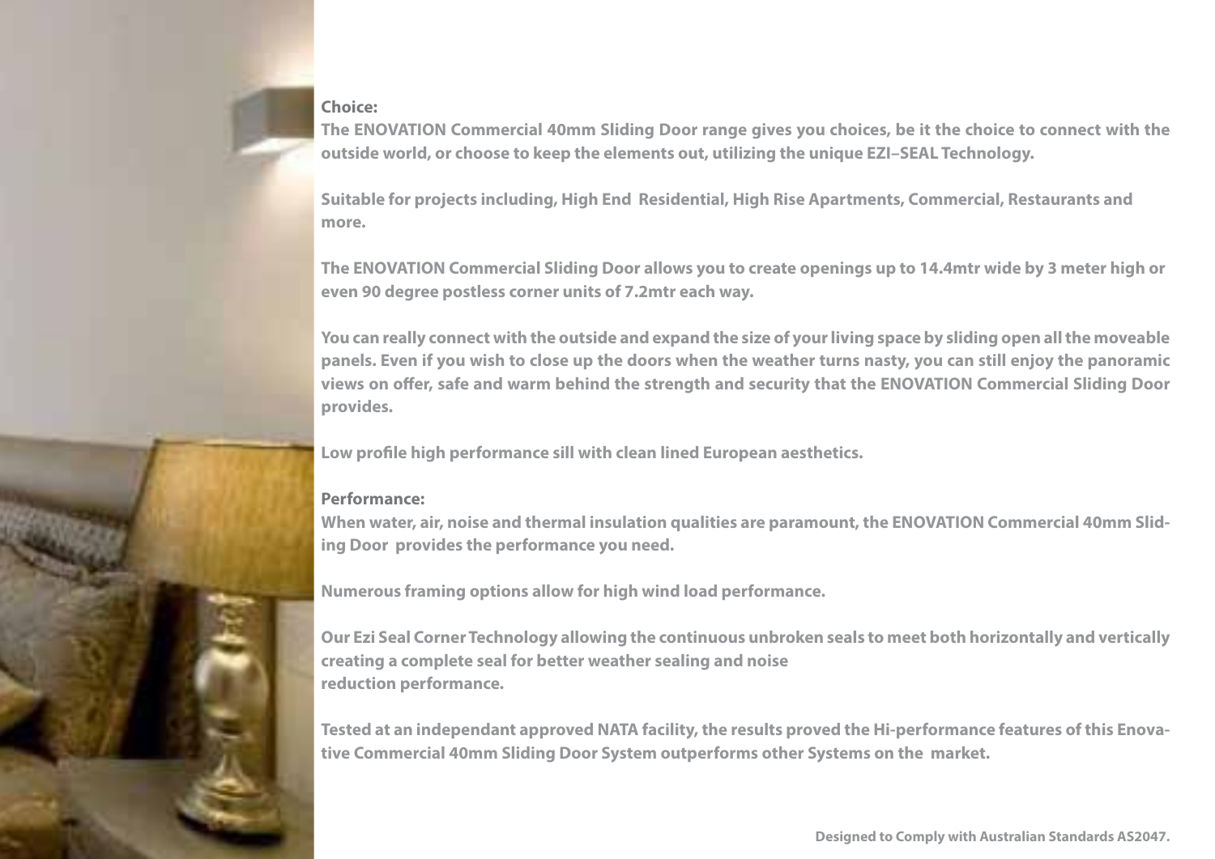**Choice:**

The ENOVATION Commercial 40mm Sliding Door range gives you choices, be it the choice to connect with the outside world, or choose to keep the elements out, utilizing the unique EZI–SEAL Technology.

Suitable for projects including, High End Residential, High Rise Apartments, Commercial, Restaurants and more.

The ENOVATION Commercial Sliding Door allows you to create openings up to 14.4mtr wide by 3 meter high or even 90 degree postless corner units of 7.2mtr each way.

You can really connect with the outside and expand the size of your living space by sliding open all the moveable panels. Even if you wish to close up the doors when the weather turns nasty, you can still enjoy the panoramic views on offer, safe and warm behind the strength and security that the ENOVATION Commercial Sliding Door provides.

Low profile high performance sill with clean lined European aesthetics.

**Performance:**

When water, air, noise and thermal insulation qualities are paramount, the ENOVATION Commercial 40mm Sliding Door provides the performance you need.

Numerous framing options allow for high wind load performance.

Our Ezi Seal Corner Technology allowing the continuous unbroken seals to meet both horizontally and vertically creating a complete seal for better weather sealing and noise reduction performance.

Tested at an independant approved NATA facility, the results proved the Hi-performance features of this Enovative Commercial 40mm Sliding Door System outperforms other Systems on the market.

Designed to Comply with Australian Standards AS2047.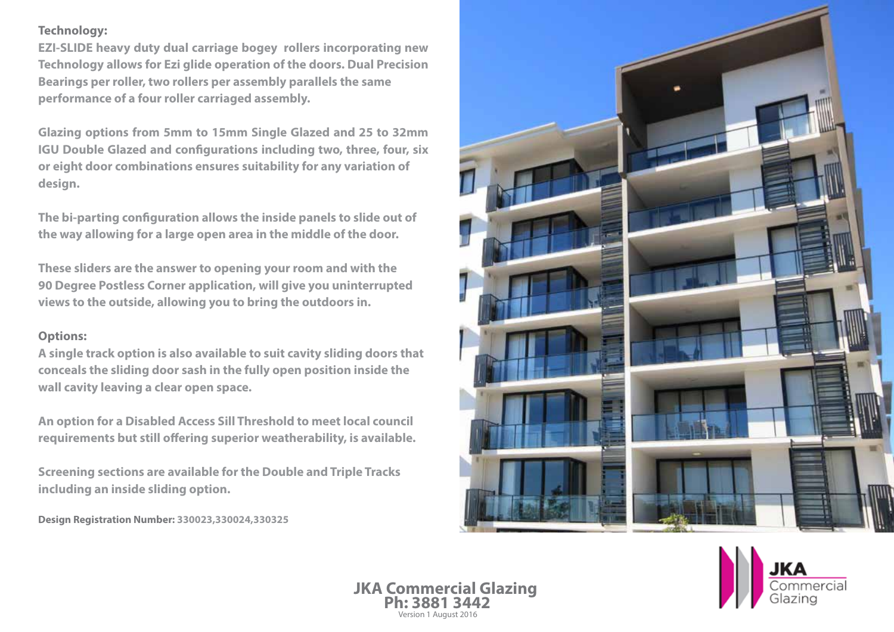**Technology:**

**EZI-SLIDE heavy duty dual carriage bogey rollers incorporating new Technology allows for Ezi glide operation of the doors. Dual Precision Bearings per roller, two rollers per assembly parallels the same performance of a four roller carriaged assembly.**

**Glazing options from 5mm to 15mm Single Glazed and 25 to 32mm IGU Double Glazed and configurations including two, three, four, six or eight door combinations ensures suitability for any variation of design.**

**The bi-parting configuration allows the inside panels to slide out of the way allowing for a large open area in the middle of the door.**

**These sliders are the answer to opening your room and with the 90 Degree Postless Corner application, will give you uninterrupted views to the outside, allowing you to bring the outdoors in.**

**Options:**

**A single track option is also available to suit cavity sliding doors that conceals the sliding door sash in the fully open position inside the wall cavity leaving a clear open space.**

**An option for a Disabled Access Sill Threshold to meet local council requirements but still offering superior weatherability, is available.**

**Screening sections are available for the Double and Triple Tracks including an inside sliding option.**

**Design Registration Number:** 330023,330024,330325

**JKA Commercial Glazing**
**Ph: 3881 3442**
Version 1 August 2016

JKA Commercial Glazing